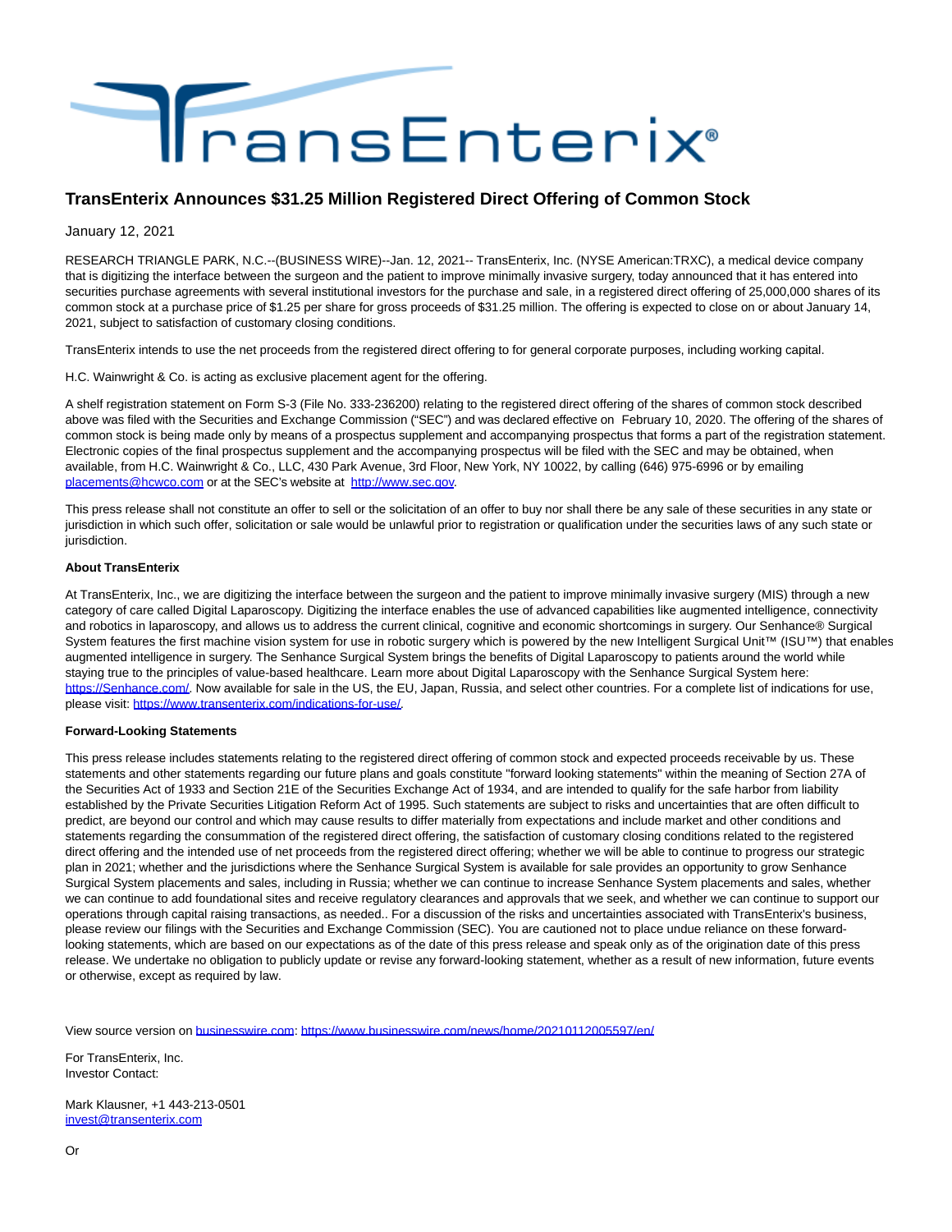# TransEnterix Announces $31.25 Million Registered Direct Offering of Common Stock

January 12, 2021

RESEARCH TRIANGLE PARK, N.C.--(BUSINESS WIRE)--Jan. 12, 2021-- TransEnterix, Inc. (NYSE American:TRXC), a medical device company that is digitizing the interface between the surgeon and the patient to improve minimally invasive surgery, today announced that it has entered into securities purchase agreements with several institutional investors for the purchase and sale, in a registered direct offering of 25,000,000 shares of its common stock at a purchase price of $1.25 per share for gross proceeds of $31.25 million. The offering is expected to close on or about January 14, 2021, subject to satisfaction of customary closing conditions.

TransEnterix intends to use the net proceeds from the registered direct offering to for general corporate purposes, including working capital.

H.C. Wainwright & Co. is acting as exclusive placement agent for the offering.

A shelf registration statement on Form S-3 (File No. 333-236200) relating to the registered direct offering of the shares of common stock described above was filed with the Securities and Exchange Commission ("SEC") and was declared effective on February 10, 2020. The offering of the shares of common stock is being made only by means of a prospectus supplement and accompanying prospectus that forms a part of the registration statement. Electronic copies of the final prospectus supplement and the accompanying prospectus will be filed with the SEC and may be obtained, when available, from H.C. Wainwright & Co., LLC, 430 Park Avenue, 3rd Floor, New York, NY 10022, by calling (646) 975-6996 or by emailing placements@hcwco.com or at the SEC's website at http://www.sec.gov.

This press release shall not constitute an offer to sell or the solicitation of an offer to buy nor shall there be any sale of these securities in any state or jurisdiction in which such offer, solicitation or sale would be unlawful prior to registration or qualification under the securities laws of any such state or jurisdiction.

**About TransEnterix**

At TransEnterix, Inc., we are digitizing the interface between the surgeon and the patient to improve minimally invasive surgery (MIS) through a new category of care called Digital Laparoscopy. Digitizing the interface enables the use of advanced capabilities like augmented intelligence, connectivity and robotics in laparoscopy, and allows us to address the current clinical, cognitive and economic shortcomings in surgery. Our Senhance® Surgical System features the first machine vision system for use in robotic surgery which is powered by the new Intelligent Surgical Unit™ (ISU™) that enables augmented intelligence in surgery. The Senhance Surgical System brings the benefits of Digital Laparoscopy to patients around the world while staying true to the principles of value-based healthcare. Learn more about Digital Laparoscopy with the Senhance Surgical System here: https://Senhance.com/. Now available for sale in the US, the EU, Japan, Russia, and select other countries. For a complete list of indications for use, please visit: https://www.transenterix.com/indications-for-use/.

**Forward-Looking Statements**

This press release includes statements relating to the registered direct offering of common stock and expected proceeds receivable by us. These statements and other statements regarding our future plans and goals constitute "forward looking statements" within the meaning of Section 27A of the Securities Act of 1933 and Section 21E of the Securities Exchange Act of 1934, and are intended to qualify for the safe harbor from liability established by the Private Securities Litigation Reform Act of 1995. Such statements are subject to risks and uncertainties that are often difficult to predict, are beyond our control and which may cause results to differ materially from expectations and include market and other conditions and statements regarding the consummation of the registered direct offering, the satisfaction of customary closing conditions related to the registered direct offering and the intended use of net proceeds from the registered direct offering; whether we will be able to continue to progress our strategic plan in 2021; whether and the jurisdictions where the Senhance Surgical System is available for sale provides an opportunity to grow Senhance Surgical System placements and sales, including in Russia; whether we can continue to increase Senhance System placements and sales, whether we can continue to add foundational sites and receive regulatory clearances and approvals that we seek, and whether we can continue to support our operations through capital raising transactions, as needed.. For a discussion of the risks and uncertainties associated with TransEnterix's business, please review our filings with the Securities and Exchange Commission (SEC). You are cautioned not to place undue reliance on these forward-looking statements, which are based on our expectations as of the date of this press release and speak only as of the origination date of this press release. We undertake no obligation to publicly update or revise any forward-looking statement, whether as a result of new information, future events or otherwise, except as required by law.

View source version on businesswire.com: https://www.businesswire.com/news/home/20210112005597/en/

For TransEnterix, Inc.
Investor Contact:

Mark Klausner, +1 443-213-0501
invest@transenterix.com

Or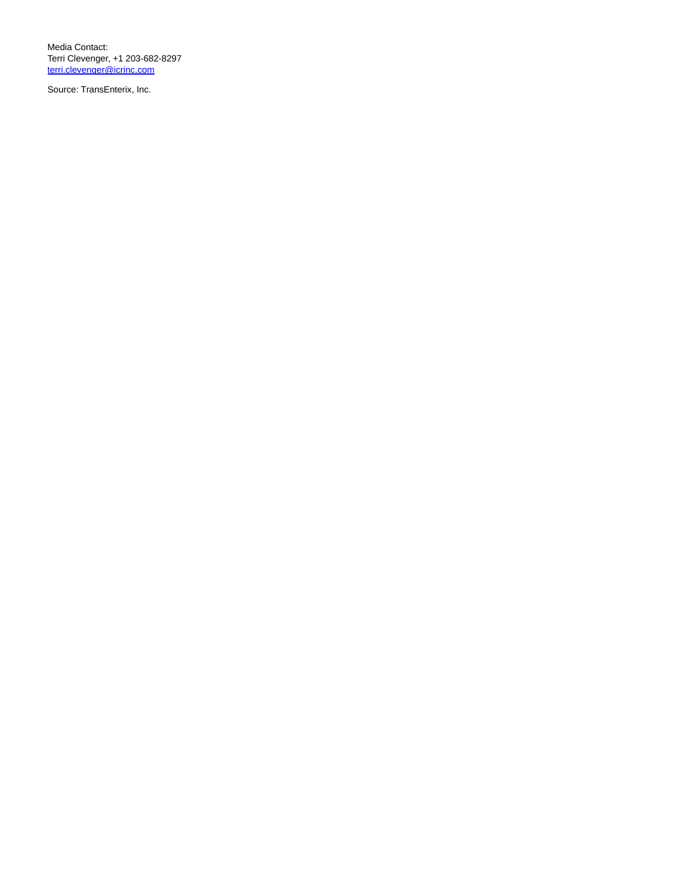Media Contact:
Terri Clevenger, +1 203-682-8297
terri.clevenger@icrinc.com

Source: TransEnterix, Inc.